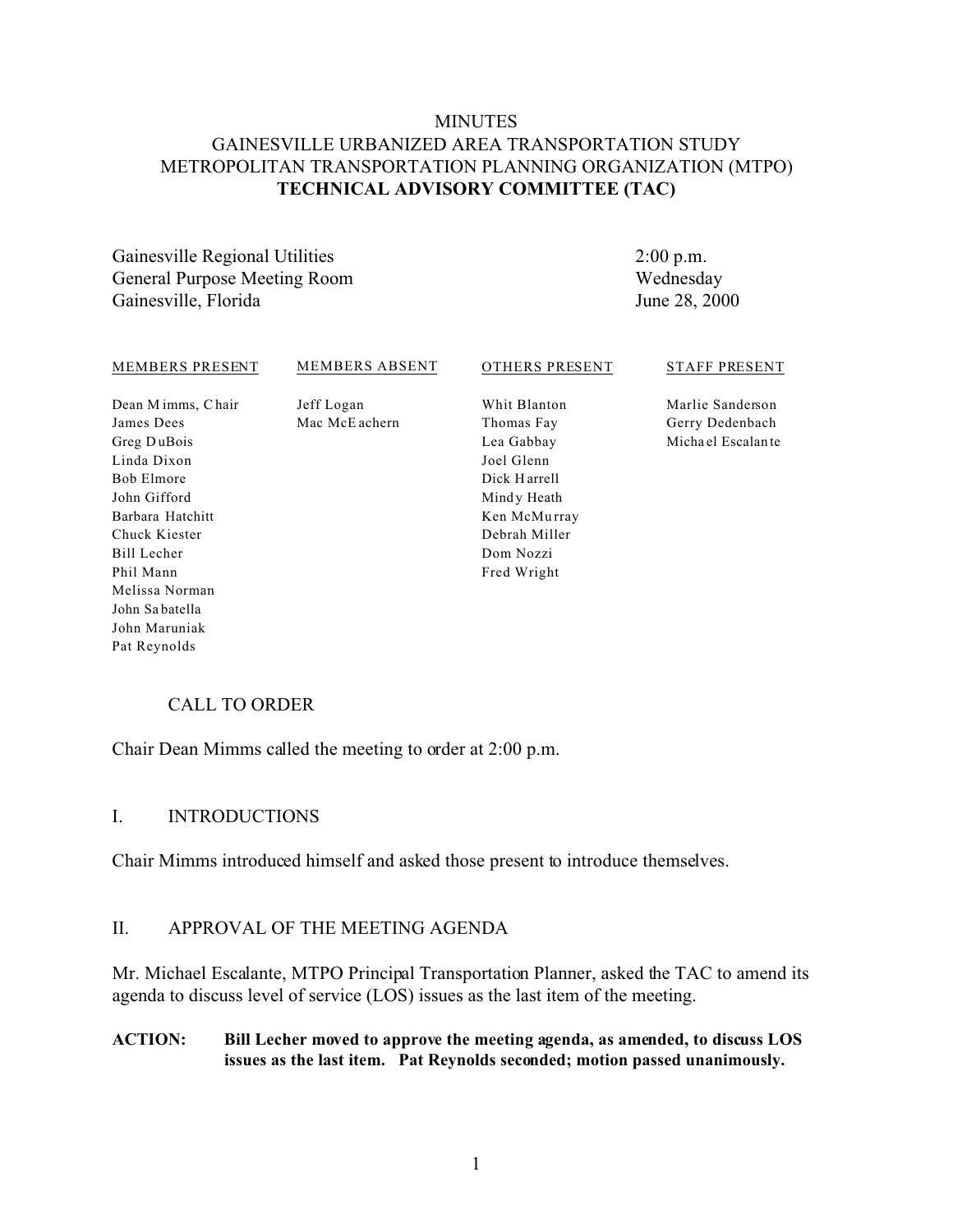# MINUTES
# GAINESVILLE URBANIZED AREA TRANSPORTATION STUDY
# METROPOLITAN TRANSPORTATION PLANNING ORGANIZATION (MTPO)
# TECHNICAL ADVISORY COMMITTEE (TAC)

Gainesville Regional Utilities
General Purpose Meeting Room
Gainesville, Florida

2:00 p.m.
Wednesday
June 28, 2000

| MEMBERS PRESENT | MEMBERS ABSENT | OTHERS PRESENT | STAFF PRESENT |
|---|---|---|---|
| Dean Mimms, Chair | Jeff Logan | Whit Blanton | Marlie Sanderson |
| James Dees | Mac McEachern | Thomas Fay | Gerry Dedenbach |
| Greg DuBois | | Lea Gabbay | Michael Escalante |
| Linda Dixon | | Joel Glenn | |
| Bob Elmore | | Dick Harrell | |
| John Gifford | | Mindy Heath | |
| Barbara Hatchitt | | Ken McMurray | |
| Chuck Kiester | | Debrah Miller | |
| Bill Lecher | | Dom Nozzi | |
| Phil Mann | | Fred Wright | |
| Melissa Norman | | | |
| John Sabatella | | | |
| John Maruniak | | | |
| Pat Reynolds | | | |

## CALL TO ORDER

Chair Dean Mimms called the meeting to order at 2:00 p.m.

## I. INTRODUCTIONS

Chair Mimms introduced himself and asked those present to introduce themselves.

## II. APPROVAL OF THE MEETING AGENDA

Mr. Michael Escalante, MTPO Principal Transportation Planner, asked the TAC to amend its agenda to discuss level of service (LOS) issues as the last item of the meeting.

**ACTION: Bill Lecher moved to approve the meeting agenda, as amended, to discuss LOS issues as the last item. Pat Reynolds seconded; motion passed unanimously.**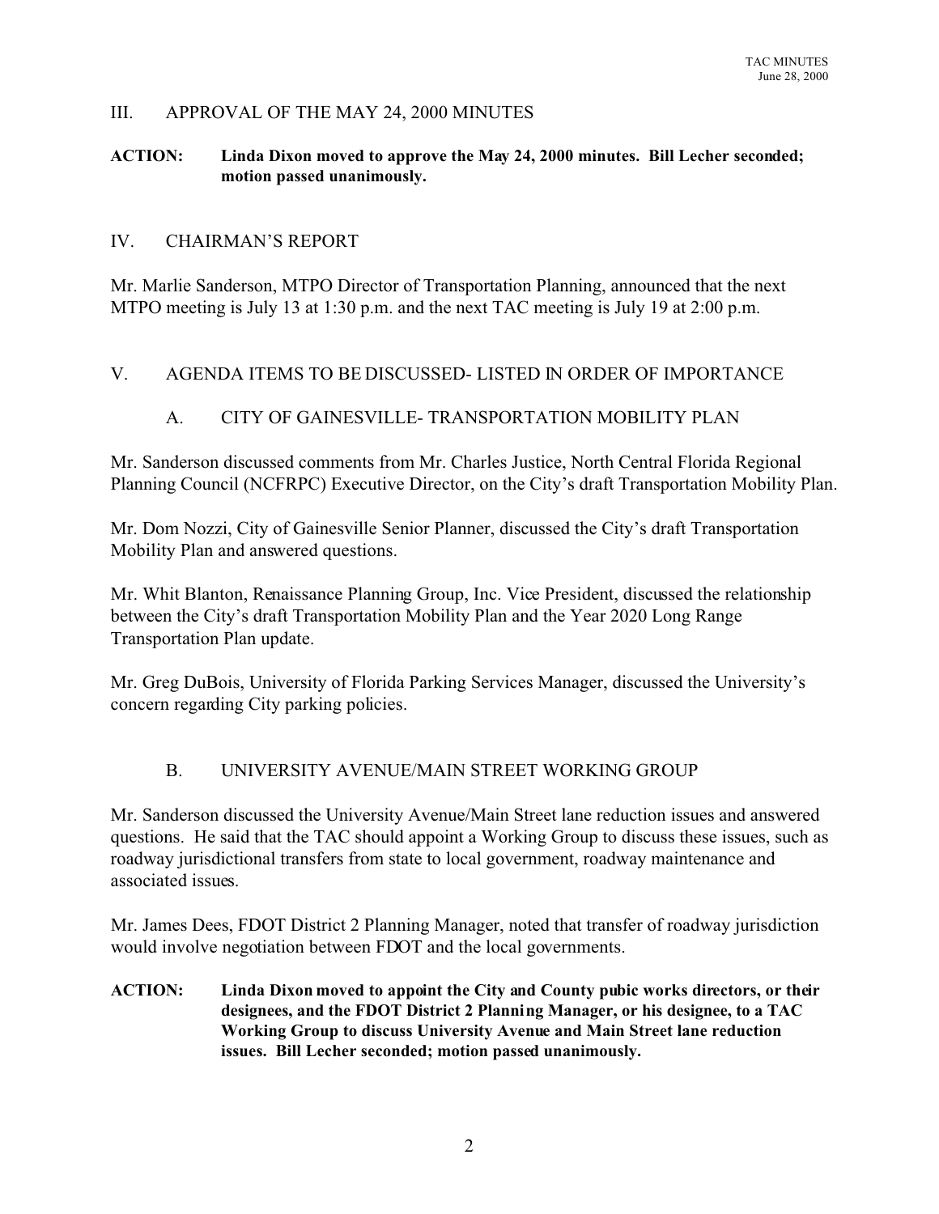## III. APPROVAL OF THE MAY 24, 2000 MINUTES

**ACTION: Linda Dixon moved to approve the May 24, 2000 minutes. Bill Lecher seconded; motion passed unanimously.**

## IV. CHAIRMAN'S REPORT

Mr. Marlie Sanderson, MTPO Director of Transportation Planning, announced that the next MTPO meeting is July 13 at 1:30 p.m. and the next TAC meeting is July 19 at 2:00 p.m.

## V. AGENDA ITEMS TO BE DISCUSSED- LISTED IN ORDER OF IMPORTANCE

### A. CITY OF GAINESVILLE- TRANSPORTATION MOBILITY PLAN

Mr. Sanderson discussed comments from Mr. Charles Justice, North Central Florida Regional Planning Council (NCFRPC) Executive Director, on the City's draft Transportation Mobility Plan.

Mr. Dom Nozzi, City of Gainesville Senior Planner, discussed the City's draft Transportation Mobility Plan and answered questions.

Mr. Whit Blanton, Renaissance Planning Group, Inc. Vice President, discussed the relationship between the City's draft Transportation Mobility Plan and the Year 2020 Long Range Transportation Plan update.

Mr. Greg DuBois, University of Florida Parking Services Manager, discussed the University's concern regarding City parking policies.

### B. UNIVERSITY AVENUE/MAIN STREET WORKING GROUP

Mr. Sanderson discussed the University Avenue/Main Street lane reduction issues and answered questions. He said that the TAC should appoint a Working Group to discuss these issues, such as roadway jurisdictional transfers from state to local government, roadway maintenance and associated issues.

Mr. James Dees, FDOT District 2 Planning Manager, noted that transfer of roadway jurisdiction would involve negotiation between FDOT and the local governments.

**ACTION: Linda Dixon moved to appoint the City and County pubic works directors, or their designees, and the FDOT District 2 Planning Manager, or his designee, to a TAC Working Group to discuss University Avenue and Main Street lane reduction issues. Bill Lecher seconded; motion passed unanimously.**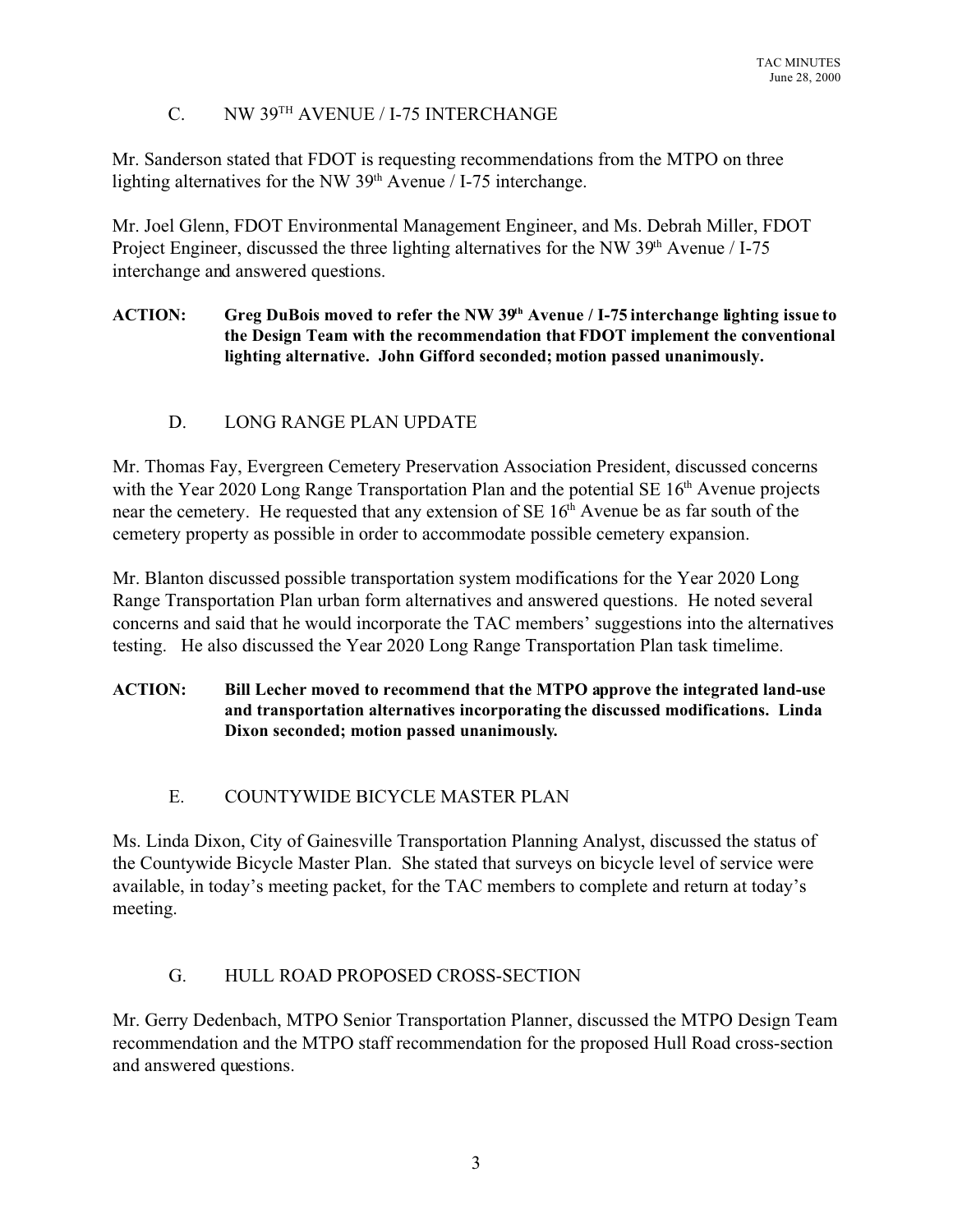### C. NW 39TH AVENUE / I-75 INTERCHANGE

Mr. Sanderson stated that FDOT is requesting recommendations from the MTPO on three lighting alternatives for the NW 39th Avenue / I-75 interchange.

Mr. Joel Glenn, FDOT Environmental Management Engineer, and Ms. Debrah Miller, FDOT Project Engineer, discussed the three lighting alternatives for the NW 39th Avenue / I-75 interchange and answered questions.

**ACTION: Greg DuBois moved to refer the NW 39th Avenue / I-75 interchange lighting issue to the Design Team with the recommendation that FDOT implement the conventional lighting alternative. John Gifford seconded; motion passed unanimously.**

### D. LONG RANGE PLAN UPDATE

Mr. Thomas Fay, Evergreen Cemetery Preservation Association President, discussed concerns with the Year 2020 Long Range Transportation Plan and the potential SE 16th Avenue projects near the cemetery. He requested that any extension of SE 16th Avenue be as far south of the cemetery property as possible in order to accommodate possible cemetery expansion.

Mr. Blanton discussed possible transportation system modifications for the Year 2020 Long Range Transportation Plan urban form alternatives and answered questions. He noted several concerns and said that he would incorporate the TAC members' suggestions into the alternatives testing. He also discussed the Year 2020 Long Range Transportation Plan task timelime.

**ACTION: Bill Lecher moved to recommend that the MTPO approve the integrated land-use and transportation alternatives incorporating the discussed modifications. Linda Dixon seconded; motion passed unanimously.**

### E. COUNTYWIDE BICYCLE MASTER PLAN

Ms. Linda Dixon, City of Gainesville Transportation Planning Analyst, discussed the status of the Countywide Bicycle Master Plan. She stated that surveys on bicycle level of service were available, in today's meeting packet, for the TAC members to complete and return at today's meeting.

### G. HULL ROAD PROPOSED CROSS-SECTION

Mr. Gerry Dedenbach, MTPO Senior Transportation Planner, discussed the MTPO Design Team recommendation and the MTPO staff recommendation for the proposed Hull Road cross-section and answered questions.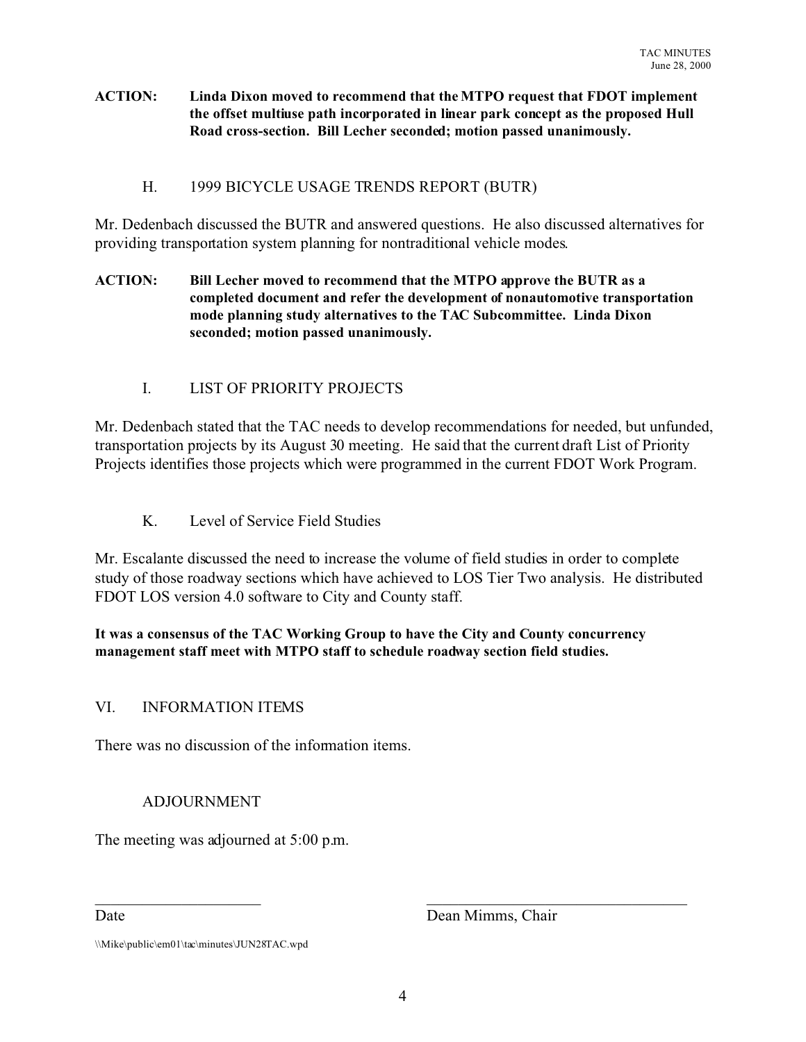**ACTION: Linda Dixon moved to recommend that the MTPO request that FDOT implement the offset multiuse path incorporated in linear park concept as the proposed Hull Road cross-section. Bill Lecher seconded; motion passed unanimously.**

### H. 1999 BICYCLE USAGE TRENDS REPORT (BUTR)

Mr. Dedenbach discussed the BUTR and answered questions. He also discussed alternatives for providing transportation system planning for nontraditional vehicle modes.

**ACTION: Bill Lecher moved to recommend that the MTPO approve the BUTR as a completed document and refer the development of nonautomotive transportation mode planning study alternatives to the TAC Subcommittee. Linda Dixon seconded; motion passed unanimously.**

### I. LIST OF PRIORITY PROJECTS

Mr. Dedenbach stated that the TAC needs to develop recommendations for needed, but unfunded, transportation projects by its August 30 meeting. He said that the current draft List of Priority Projects identifies those projects which were programmed in the current FDOT Work Program.

### K. Level of Service Field Studies

Mr. Escalante discussed the need to increase the volume of field studies in order to complete study of those roadway sections which have achieved to LOS Tier Two analysis. He distributed FDOT LOS version 4.0 software to City and County staff.

**It was a consensus of the TAC Working Group to have the City and County concurrency management staff meet with MTPO staff to schedule roadway section field studies.**

## VI. INFORMATION ITEMS

There was no discussion of the information items.

## ADJOURNMENT

The meeting was adjourned at 5:00 p.m.

\_\_\_\_\_\_\_\_\_\_\_\_\_\_\_\_\_\_\_\_\_\_ \_\_\_\_\_\_\_\_\_\_\_\_\_\_\_\_\_\_\_\_\_\_\_\_\_\_\_\_\_\_\_\_\_\_\_

Date Dean Mimms, Chair

\\Mike\public\em01\tac\minutes\JUN28TAC.wpd